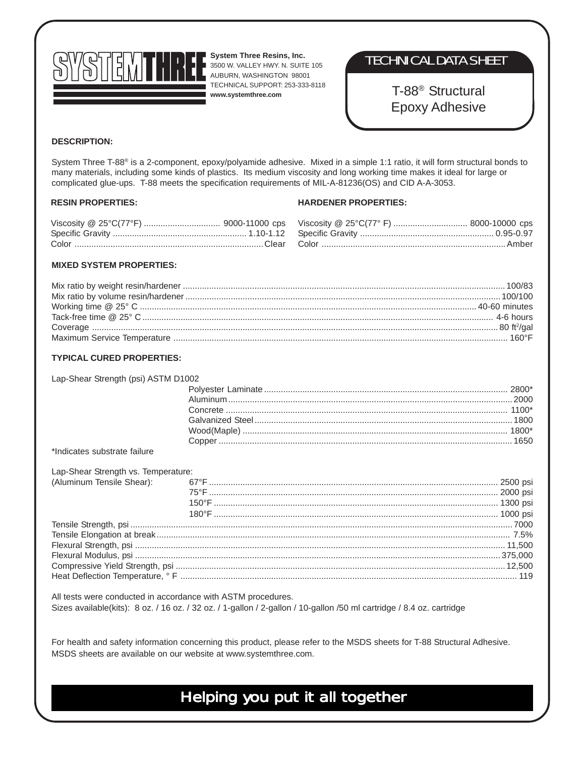# SYSTEMTHREE

**System Three Resins, Inc.**
3500 W. VALLEY HWY. N. SUITE 105
AUBURN, WASHINGTON 98001
TECHNICAL SUPPORT: 253-333-8118
**www.systemthree.com**

## TECHNICAL DATA SHEET

## T-88® Structural Epoxy Adhesive

### DESCRIPTION:

System Three T-88® is a 2-component, epoxy/polyamide adhesive. Mixed in a simple 1:1 ratio, it will form structural bonds to many materials, including some kinds of plastics. Its medium viscosity and long working time makes it ideal for large or complicated glue-ups. T-88 meets the specification requirements of MIL-A-81236(OS) and CID A-A-3053.

### RESIN PROPERTIES:

| Property | Value |
|---|---|
| Viscosity @ 25°C(77°F) | 9000-11000 cps |
| Specific Gravity | 1.10-1.12 |
| Color | Clear |

### HARDENER PROPERTIES:

| Property | Value |
|---|---|
| Viscosity @ 25°C(77° F) | 8000-10000 cps |
| Specific Gravity | 0.95-0.97 |
| Color | Amber |

### MIXED SYSTEM PROPERTIES:

| Property | Value |
|---|---|
| Mix ratio by weight resin/hardener | 100/83 |
| Mix ratio by volume resin/hardener | 100/100 |
| Working time @ 25° C | 40-60 minutes |
| Tack-free time @ 25° C | 4-6 hours |
| Coverage | 80 ft²/gal |
| Maximum Service Temperature | 160°F |

### TYPICAL CURED PROPERTIES:

Lap-Shear Strength (psi) ASTM D1002

| Substrate | Value |
|---|---|
| Polyester Laminate | 2800* |
| Aluminum | 2000 |
| Concrete | 1100* |
| Galvanized Steel | 1800 |
| Wood(Maple) | 1800* |
| Copper | 1650 |

*Indicates substrate failure

Lap-Shear Strength vs. Temperature:
(Aluminum Tensile Shear):

| Temperature | Value |
|---|---|
| 67°F | 2500 psi |
| 75°F | 2000 psi |
| 150°F | 1300 psi |
| 180°F | 1000 psi |

| Property | Value |
|---|---|
| Tensile Strength, psi | 7000 |
| Tensile Elongation at break | 7.5% |
| Flexural Strength, psi | 11,500 |
| Flexural Modulus, psi | 375,000 |
| Compressive Yield Strength, psi | 12,500 |
| Heat Deflection Temperature, ° F | 119 |

All tests were conducted in accordance with ASTM procedures.
Sizes available(kits): 8 oz. / 16 oz. / 32 oz. / 1-gallon / 2-gallon / 10-gallon /50 ml cartridge / 8.4 oz. cartridge

For health and safety information concerning this product, please refer to the MSDS sheets for T-88 Structural Adhesive. MSDS sheets are available on our website at www.systemthree.com.

**Helping you put it all together**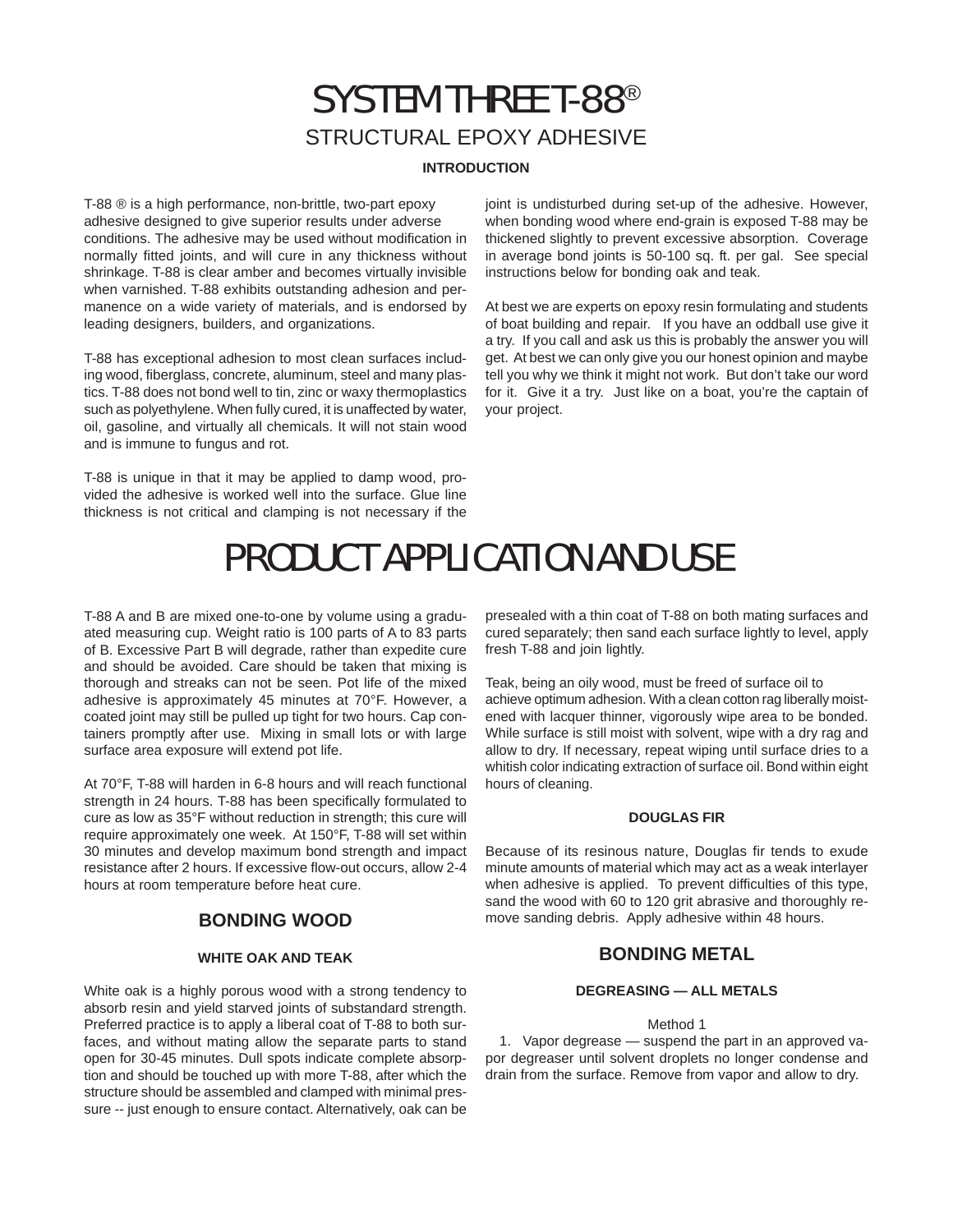# SYSTEM THREE T-88®

## STRUCTURAL EPOXY ADHESIVE

### INTRODUCTION

T-88 ® is a high performance, non-brittle, two-part epoxy adhesive designed to give superior results under adverse conditions. The adhesive may be used without modification in normally fitted joints, and will cure in any thickness without shrinkage. T-88 is clear amber and becomes virtually invisible when varnished. T-88 exhibits outstanding adhesion and permanence on a wide variety of materials, and is endorsed by leading designers, builders, and organizations.

T-88 has exceptional adhesion to most clean surfaces including wood, fiberglass, concrete, aluminum, steel and many plastics. T-88 does not bond well to tin, zinc or waxy thermoplastics such as polyethylene. When fully cured, it is unaffected by water, oil, gasoline, and virtually all chemicals. It will not stain wood and is immune to fungus and rot.

T-88 is unique in that it may be applied to damp wood, provided the adhesive is worked well into the surface. Glue line thickness is not critical and clamping is not necessary if the joint is undisturbed during set-up of the adhesive. However, when bonding wood where end-grain is exposed T-88 may be thickened slightly to prevent excessive absorption. Coverage in average bond joints is 50-100 sq. ft. per gal. See special instructions below for bonding oak and teak.

At best we are experts on epoxy resin formulating and students of boat building and repair. If you have an oddball use give it a try. If you call and ask us this is probably the answer you will get. At best we can only give you our honest opinion and maybe tell you why we think it might not work. But don't take our word for it. Give it a try. Just like on a boat, you're the captain of your project.

# PRODUCT APPLICATION AND USE

T-88 A and B are mixed one-to-one by volume using a graduated measuring cup. Weight ratio is 100 parts of A to 83 parts of B. Excessive Part B will degrade, rather than expedite cure and should be avoided. Care should be taken that mixing is thorough and streaks can not be seen. Pot life of the mixed adhesive is approximately 45 minutes at 70°F. However, a coated joint may still be pulled up tight for two hours. Cap containers promptly after use. Mixing in small lots or with large surface area exposure will extend pot life.

At 70°F, T-88 will harden in 6-8 hours and will reach functional strength in 24 hours. T-88 has been specifically formulated to cure as low as 35°F without reduction in strength; this cure will require approximately one week. At 150°F, T-88 will set within 30 minutes and develop maximum bond strength and impact resistance after 2 hours. If excessive flow-out occurs, allow 2-4 hours at room temperature before heat cure.

## BONDING WOOD

### WHITE OAK AND TEAK

White oak is a highly porous wood with a strong tendency to absorb resin and yield starved joints of substandard strength. Preferred practice is to apply a liberal coat of T-88 to both surfaces, and without mating allow the separate parts to stand open for 30-45 minutes. Dull spots indicate complete absorption and should be touched up with more T-88, after which the structure should be assembled and clamped with minimal pressure -- just enough to ensure contact. Alternatively, oak can be presealed with a thin coat of T-88 on both mating surfaces and cured separately; then sand each surface lightly to level, apply fresh T-88 and join lightly.

Teak, being an oily wood, must be freed of surface oil to achieve optimum adhesion. With a clean cotton rag liberally moistened with lacquer thinner, vigorously wipe area to be bonded. While surface is still moist with solvent, wipe with a dry rag and allow to dry. If necessary, repeat wiping until surface dries to a whitish color indicating extraction of surface oil. Bond within eight hours of cleaning.

### DOUGLAS FIR

Because of its resinous nature, Douglas fir tends to exude minute amounts of material which may act as a weak interlayer when adhesive is applied. To prevent difficulties of this type, sand the wood with 60 to 120 grit abrasive and thoroughly remove sanding debris. Apply adhesive within 48 hours.

## BONDING METAL

### DEGREASING — ALL METALS

Method 1

1. Vapor degrease — suspend the part in an approved vapor degreaser until solvent droplets no longer condense and drain from the surface. Remove from vapor and allow to dry.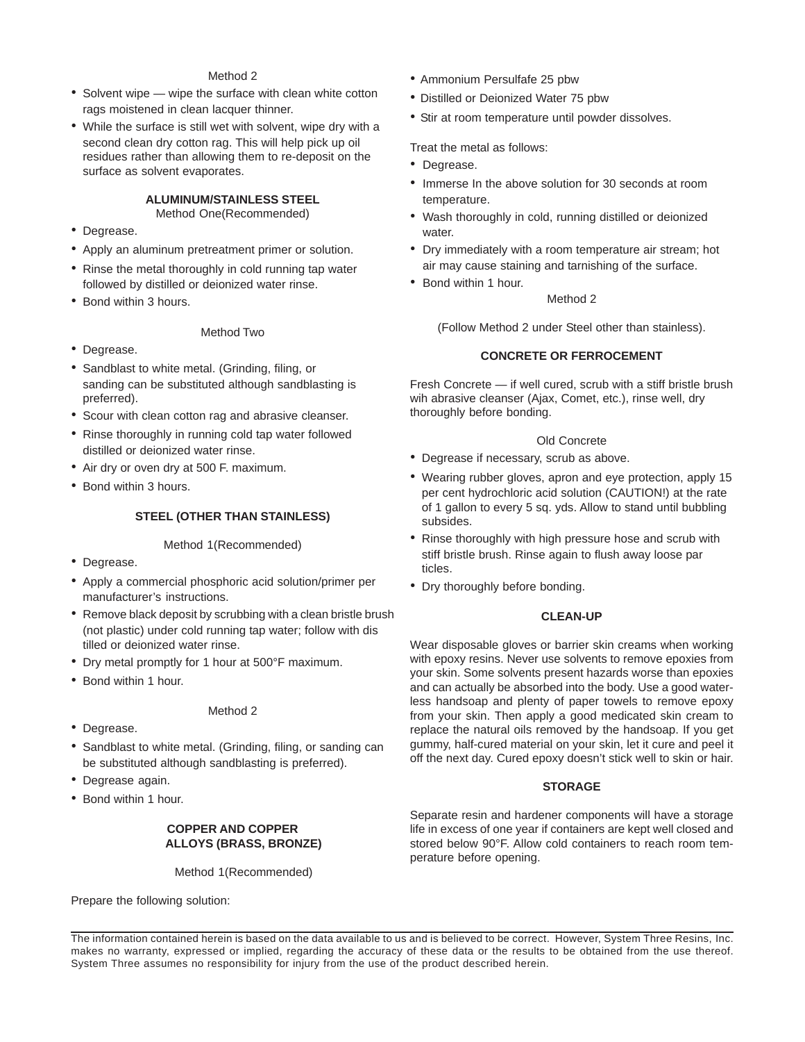Method 2

- Solvent wipe — wipe the surface with clean white cotton rags moistened in clean lacquer thinner.
- While the surface is still wet with solvent, wipe dry with a second clean dry cotton rag. This will help pick up oil residues rather than allowing them to re-deposit on the surface as solvent evaporates.

### ALUMINUM/STAINLESS STEEL

Method One(Recommended)

- Degrease.
- Apply an aluminum pretreatment primer or solution.
- Rinse the metal thoroughly in cold running tap water followed by distilled or deionized water rinse.
- Bond within 3 hours.

Method Two

- Degrease.
- Sandblast to white metal. (Grinding, filing, or sanding can be substituted although sandblasting is preferred).
- Scour with clean cotton rag and abrasive cleanser.
- Rinse thoroughly in running cold tap water followed distilled or deionized water rinse.
- Air dry or oven dry at 500 F. maximum.
- Bond within 3 hours.

### STEEL (OTHER THAN STAINLESS)

Method 1(Recommended)

- Degrease.
- Apply a commercial phosphoric acid solution/primer per manufacturer's instructions.
- Remove black deposit by scrubbing with a clean bristle brush (not plastic) under cold running tap water; follow with dis tilled or deionized water rinse.
- Dry metal promptly for 1 hour at 500°F maximum.
- Bond within 1 hour.

Method 2

- Degrease.
- Sandblast to white metal. (Grinding, filing, or sanding can be substituted although sandblasting is preferred).
- Degrease again.
- Bond within 1 hour.

### COPPER AND COPPER ALLOYS (BRASS, BRONZE)

Method 1(Recommended)

Prepare the following solution:

- Ammonium Persulfafe 25 pbw
- Distilled or Deionized Water 75 pbw
- Stir at room temperature until powder dissolves.

Treat the metal as follows:

- Degrease.
- Immerse In the above solution for 30 seconds at room temperature.
- Wash thoroughly in cold, running distilled or deionized water.
- Dry immediately with a room temperature air stream; hot air may cause staining and tarnishing of the surface.
- Bond within 1 hour.

Method 2

(Follow Method 2 under Steel other than stainless).

### CONCRETE OR FERROCEMENT

Fresh Concrete — if well cured, scrub with a stiff bristle brush wih abrasive cleanser (Ajax, Comet, etc.), rinse well, dry thoroughly before bonding.

Old Concrete

- Degrease if necessary, scrub as above.
- Wearing rubber gloves, apron and eye protection, apply 15 per cent hydrochloric acid solution (CAUTION!) at the rate of 1 gallon to every 5 sq. yds. Allow to stand until bubbling subsides.
- Rinse thoroughly with high pressure hose and scrub with stiff bristle brush. Rinse again to flush away loose par ticles.
- Dry thoroughly before bonding.

### CLEAN-UP

Wear disposable gloves or barrier skin creams when working with epoxy resins. Never use solvents to remove epoxies from your skin. Some solvents present hazards worse than epoxies and can actually be absorbed into the body. Use a good waterless handsoap and plenty of paper towels to remove epoxy from your skin. Then apply a good medicated skin cream to replace the natural oils removed by the handsoap. If you get gummy, half-cured material on your skin, let it cure and peel it off the next day. Cured epoxy doesn't stick well to skin or hair.

### STORAGE

Separate resin and hardener components will have a storage life in excess of one year if containers are kept well closed and stored below 90°F. Allow cold containers to reach room temperature before opening.

---

The information contained herein is based on the data available to us and is believed to be correct. However, System Three Resins, Inc. makes no warranty, expressed or implied, regarding the accuracy of these data or the results to be obtained from the use thereof. System Three assumes no responsibility for injury from the use of the product described herein.